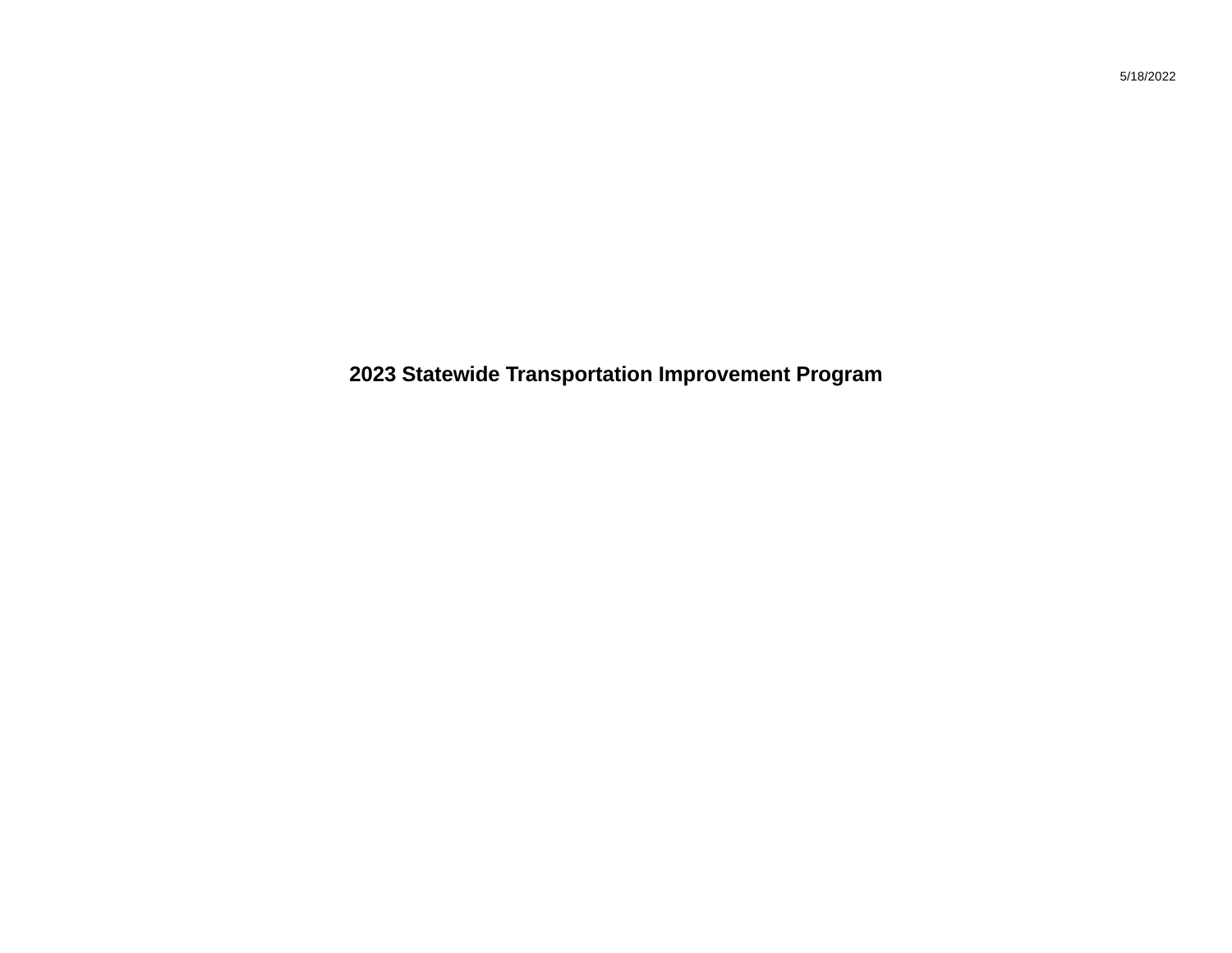5/18/2022

# 2023 Statewide Transportation Improvement Program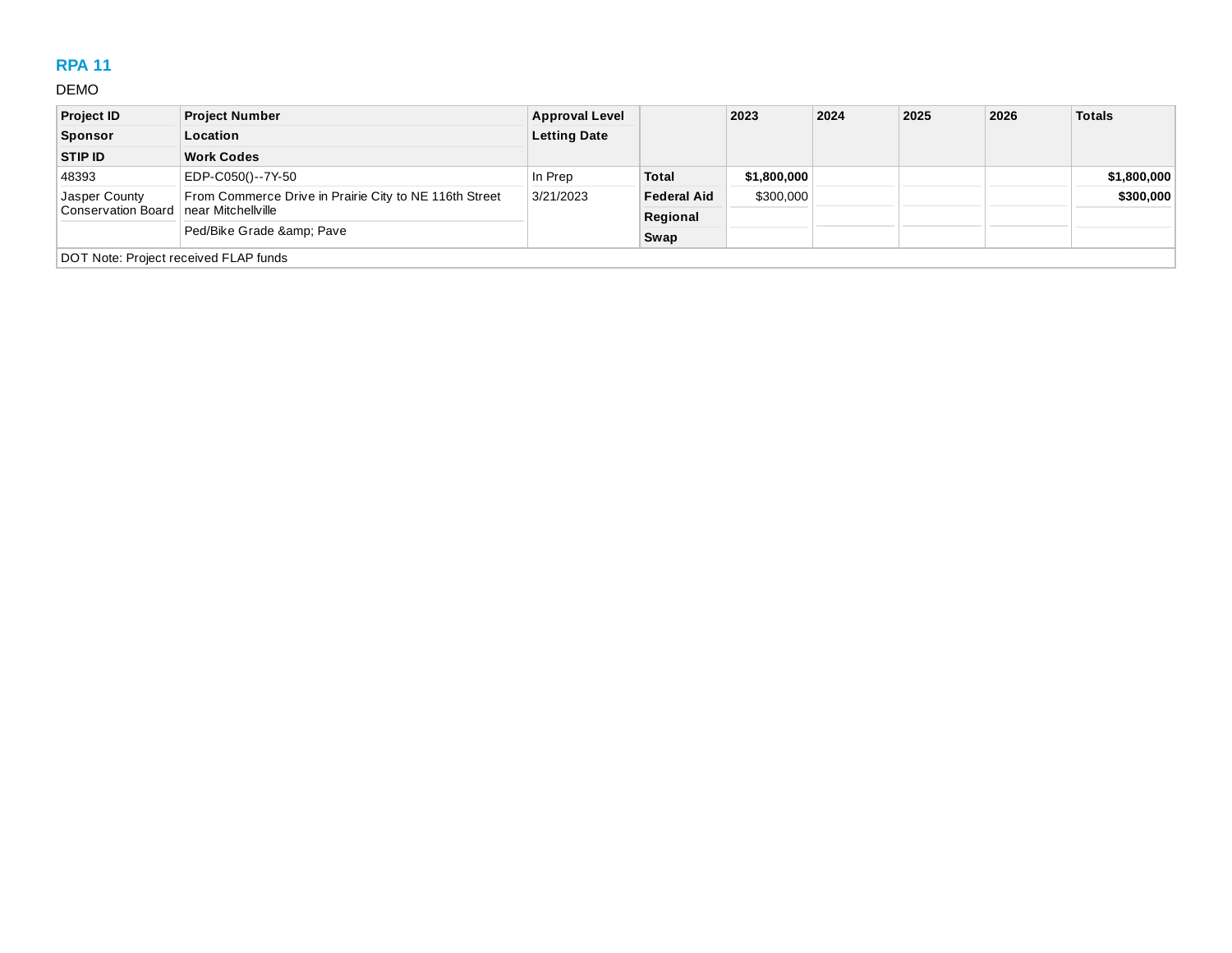## RPA 11

DEMO

| Project ID<br>Sponsor<br>STIP ID | Project Number<br>Location<br>Work Codes | Approval Level<br>Letting Date | | 2023 | 2024 | 2025 | 2026 | Totals |
|---|---|---|---|---|---|---|---|---|
| 48393 | EDP-C050()--7Y-50 | In Prep | **Total** | **$1,800,000** | | | | **$1,800,000** |
| Jasper County Conservation Board | From Commerce Drive in Prairie City to NE 116th Street near Mitchellville | 3/21/2023 | **Federal Aid** | $300,000 | | | | **$300,000** |
| | Ped/Bike Grade &amp; Pave | | **Regional** | | | | | |
| | | | **Swap** | | | | | |
| DOT Note: Project received FLAP funds | | | | | | | | |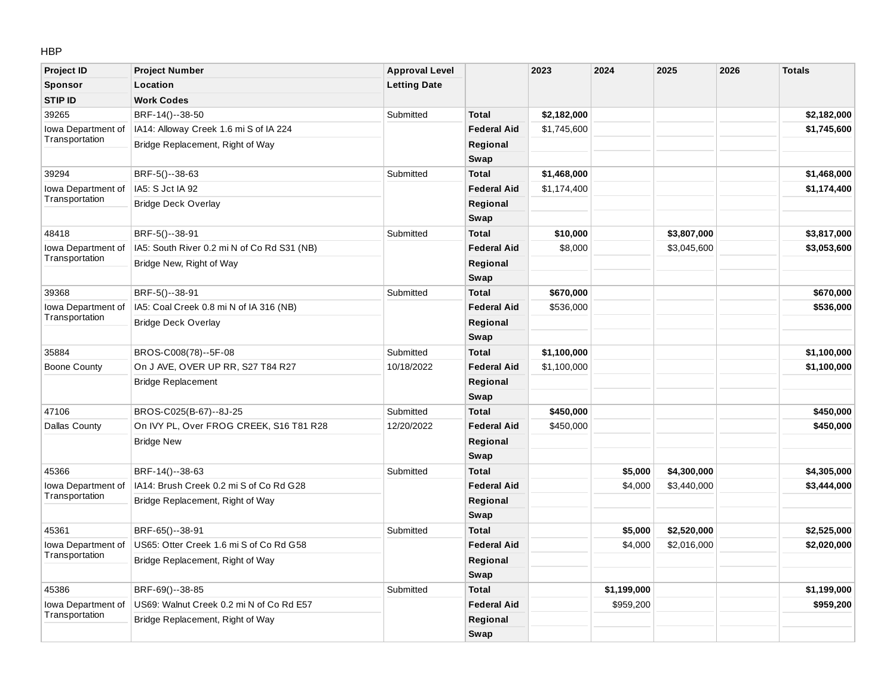HBP

| Project ID / Sponsor / STIP ID | Project Number / Location / Work Codes | Approval Level / Letting Date | | 2023 | 2024 | 2025 | 2026 | Totals |
|---|---|---|---|---|---|---|---|---|
| 39265 | BRF-14()--38-50 | Submitted | **Total** | **$2,182,000** | | | | **$2,182,000** |
| Iowa Department of Transportation | IA14: Alloway Creek 1.6 mi S of IA 224 | | **Federal Aid** | $1,745,600 | | | | **$1,745,600** |
| | Bridge Replacement, Right of Way | | **Regional** | | | | | |
| | | | **Swap** | | | | | |
| 39294 | BRF-5()--38-63 | Submitted | **Total** | **$1,468,000** | | | | **$1,468,000** |
| Iowa Department of Transportation | IA5: S Jct IA 92 | | **Federal Aid** | $1,174,400 | | | | **$1,174,400** |
| | Bridge Deck Overlay | | **Regional** | | | | | |
| | | | **Swap** | | | | | |
| 48418 | BRF-5()--38-91 | Submitted | **Total** | **$10,000** | | **$3,807,000** | | **$3,817,000** |
| Iowa Department of Transportation | IA5: South River 0.2 mi N of Co Rd S31 (NB) | | **Federal Aid** | $8,000 | | $3,045,600 | | **$3,053,600** |
| | Bridge New, Right of Way | | **Regional** | | | | | |
| | | | **Swap** | | | | | |
| 39368 | BRF-5()--38-91 | Submitted | **Total** | **$670,000** | | | | **$670,000** |
| Iowa Department of Transportation | IA5: Coal Creek 0.8 mi N of IA 316 (NB) | | **Federal Aid** | $536,000 | | | | **$536,000** |
| | Bridge Deck Overlay | | **Regional** | | | | | |
| | | | **Swap** | | | | | |
| 35884 | BROS-C008(78)--5F-08 | Submitted | **Total** | **$1,100,000** | | | | **$1,100,000** |
| Boone County | On J AVE, OVER UP RR, S27 T84 R27 | 10/18/2022 | **Federal Aid** | $1,100,000 | | | | **$1,100,000** |
| | Bridge Replacement | | **Regional** | | | | | |
| | | | **Swap** | | | | | |
| 47106 | BROS-C025(B-67)--8J-25 | Submitted | **Total** | **$450,000** | | | | **$450,000** |
| Dallas County | On IVY PL, Over FROG CREEK, S16 T81 R28 | 12/20/2022 | **Federal Aid** | $450,000 | | | | **$450,000** |
| | Bridge New | | **Regional** | | | | | |
| | | | **Swap** | | | | | |
| 45366 | BRF-14()--38-63 | Submitted | **Total** | | **$5,000** | **$4,300,000** | | **$4,305,000** |
| Iowa Department of Transportation | IA14: Brush Creek 0.2 mi S of Co Rd G28 | | **Federal Aid** | | $4,000 | $3,440,000 | | **$3,444,000** |
| | Bridge Replacement, Right of Way | | **Regional** | | | | | |
| | | | **Swap** | | | | | |
| 45361 | BRF-65()--38-91 | Submitted | **Total** | | **$5,000** | **$2,520,000** | | **$2,525,000** |
| Iowa Department of Transportation | US65: Otter Creek 1.6 mi S of Co Rd G58 | | **Federal Aid** | | $4,000 | $2,016,000 | | **$2,020,000** |
| | Bridge Replacement, Right of Way | | **Regional** | | | | | |
| | | | **Swap** | | | | | |
| 45386 | BRF-69()--38-85 | Submitted | **Total** | | **$1,199,000** | | | **$1,199,000** |
| Iowa Department of Transportation | US69: Walnut Creek 0.2 mi N of Co Rd E57 | | **Federal Aid** | | $959,200 | | | **$959,200** |
| | Bridge Replacement, Right of Way | | **Regional** | | | | | |
| | | | **Swap** | | | | | |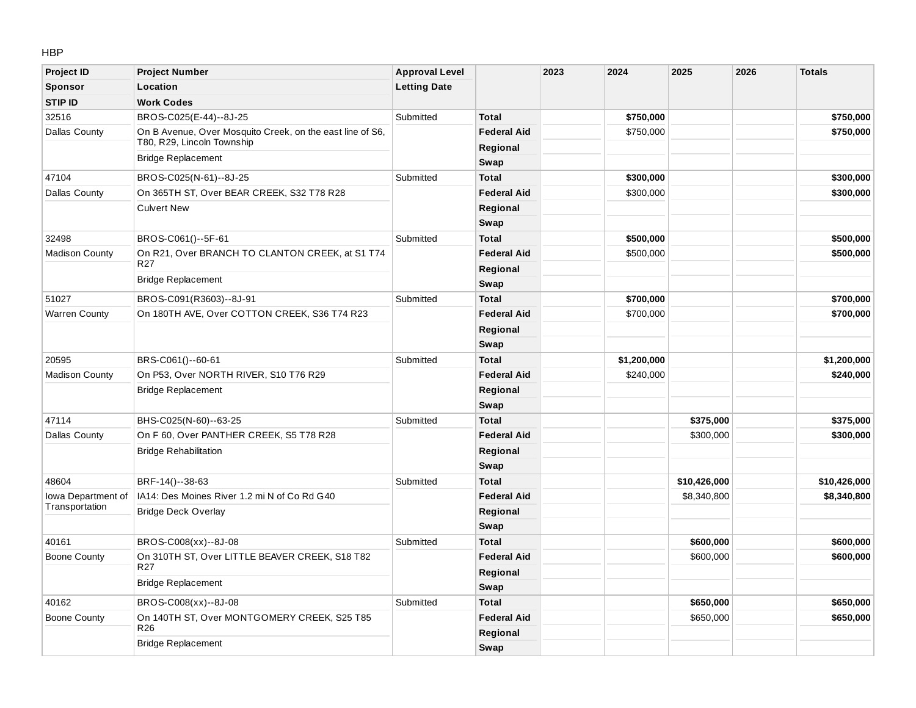HBP

| Project ID<br>Sponsor<br>STIP ID | Project Number<br>Location<br>Work Codes | Approval Level<br>Letting Date | | 2023 | 2024 | 2025 | 2026 | Totals |
|---|---|---|---|---|---|---|---|---|
| 32516 | BROS-C025(E-44)--8J-25 | Submitted | **Total** | | **$750,000** | | | **$750,000** |
| Dallas County | On B Avenue, Over Mosquito Creek, on the east line of S6, T80, R29, Lincoln Township | | **Federal Aid** | | $750,000 | | | **$750,000** |
| | Bridge Replacement | | **Regional** | | | | | |
| | | | **Swap** | | | | | |
| 47104 | BROS-C025(N-61)--8J-25 | Submitted | **Total** | | **$300,000** | | | **$300,000** |
| Dallas County | On 365TH ST, Over BEAR CREEK, S32 T78 R28 | | **Federal Aid** | | $300,000 | | | **$300,000** |
| | Culvert New | | **Regional** | | | | | |
| | | | **Swap** | | | | | |
| 32498 | BROS-C061()--5F-61 | Submitted | **Total** | | **$500,000** | | | **$500,000** |
| Madison County | On R21, Over BRANCH TO CLANTON CREEK, at S1 T74 R27 | | **Federal Aid** | | $500,000 | | | **$500,000** |
| | Bridge Replacement | | **Regional** | | | | | |
| | | | **Swap** | | | | | |
| 51027 | BROS-C091(R3603)--8J-91 | Submitted | **Total** | | **$700,000** | | | **$700,000** |
| Warren County | On 180TH AVE, Over COTTON CREEK, S36 T74 R23 | | **Federal Aid** | | $700,000 | | | **$700,000** |
| | | | **Regional** | | | | | |
| | | | **Swap** | | | | | |
| 20595 | BRS-C061()--60-61 | Submitted | **Total** | | **$1,200,000** | | | **$1,200,000** |
| Madison County | On P53, Over NORTH RIVER, S10 T76 R29 | | **Federal Aid** | | $240,000 | | | **$240,000** |
| | Bridge Replacement | | **Regional** | | | | | |
| | | | **Swap** | | | | | |
| 47114 | BHS-C025(N-60)--63-25 | Submitted | **Total** | | | **$375,000** | | **$375,000** |
| Dallas County | On F 60, Over PANTHER CREEK, S5 T78 R28 | | **Federal Aid** | | | $300,000 | | **$300,000** |
| | Bridge Rehabilitation | | **Regional** | | | | | |
| | | | **Swap** | | | | | |
| 48604 | BRF-14()--38-63 | Submitted | **Total** | | | **$10,426,000** | | **$10,426,000** |
| Iowa Department of Transportation | IA14: Des Moines River 1.2 mi N of Co Rd G40 | | **Federal Aid** | | | $8,340,800 | | **$8,340,800** |
| | Bridge Deck Overlay | | **Regional** | | | | | |
| | | | **Swap** | | | | | |
| 40161 | BROS-C008(xx)--8J-08 | Submitted | **Total** | | | **$600,000** | | **$600,000** |
| Boone County | On 310TH ST, Over LITTLE BEAVER CREEK, S18 T82 R27 | | **Federal Aid** | | | $600,000 | | **$600,000** |
| | Bridge Replacement | | **Regional** | | | | | |
| | | | **Swap** | | | | | |
| 40162 | BROS-C008(xx)--8J-08 | Submitted | **Total** | | | **$650,000** | | **$650,000** |
| Boone County | On 140TH ST, Over MONTGOMERY CREEK, S25 T85 R26 | | **Federal Aid** | | | $650,000 | | **$650,000** |
| | Bridge Replacement | | **Regional** | | | | | |
| | | | **Swap** | | | | | |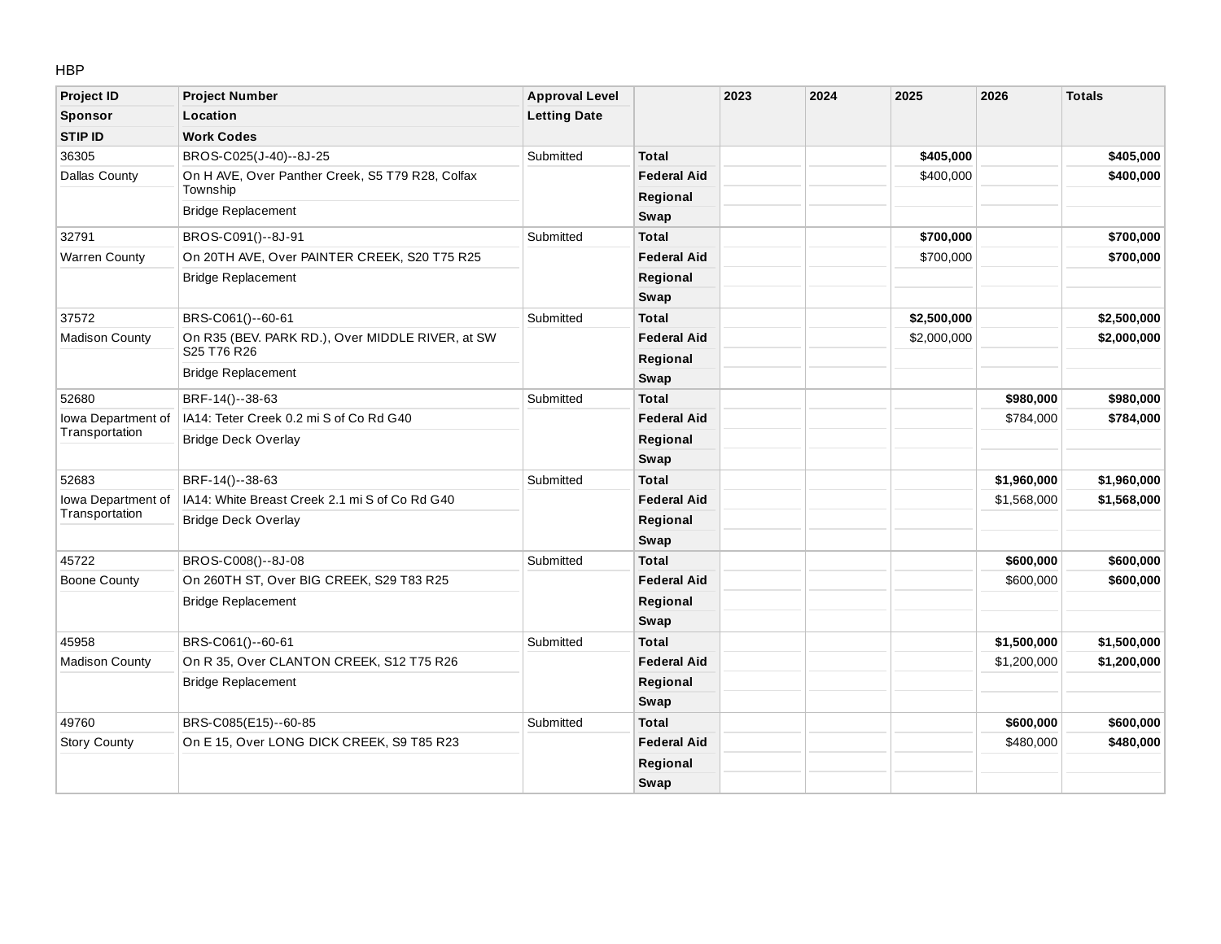HBP

| Project ID<br>Sponsor<br>STIP ID | Project Number<br>Location<br>Work Codes | Approval Level<br>Letting Date | | 2023 | 2024 | 2025 | 2026 | Totals |
|---|---|---|---|---|---|---|---|---|
| 36305 | BROS-C025(J-40)--8J-25 | Submitted | **Total** | | | **$405,000** | | **$405,000** |
| Dallas County | On H AVE, Over Panther Creek, S5 T79 R28, Colfax Township | | **Federal Aid** | | | $400,000 | | **$400,000** |
| | Bridge Replacement | | **Regional** | | | | | |
| | | | **Swap** | | | | | |
| 32791 | BROS-C091()--8J-91 | Submitted | **Total** | | | **$700,000** | | **$700,000** |
| Warren County | On 20TH AVE, Over PAINTER CREEK, S20 T75 R25 | | **Federal Aid** | | | $700,000 | | **$700,000** |
| | Bridge Replacement | | **Regional** | | | | | |
| | | | **Swap** | | | | | |
| 37572 | BRS-C061()--60-61 | Submitted | **Total** | | | **$2,500,000** | | **$2,500,000** |
| Madison County | On R35 (BEV. PARK RD.), Over MIDDLE RIVER, at SW S25 T76 R26 | | **Federal Aid** | | | $2,000,000 | | **$2,000,000** |
| | Bridge Replacement | | **Regional** | | | | | |
| | | | **Swap** | | | | | |
| 52680 | BRF-14()--38-63 | Submitted | **Total** | | | | **$980,000** | **$980,000** |
| Iowa Department of Transportation | IA14: Teter Creek 0.2 mi S of Co Rd G40 | | **Federal Aid** | | | | $784,000 | **$784,000** |
| | Bridge Deck Overlay | | **Regional** | | | | | |
| | | | **Swap** | | | | | |
| 52683 | BRF-14()--38-63 | Submitted | **Total** | | | | **$1,960,000** | **$1,960,000** |
| Iowa Department of Transportation | IA14: White Breast Creek 2.1 mi S of Co Rd G40 | | **Federal Aid** | | | | $1,568,000 | **$1,568,000** |
| | Bridge Deck Overlay | | **Regional** | | | | | |
| | | | **Swap** | | | | | |
| 45722 | BROS-C008()--8J-08 | Submitted | **Total** | | | | **$600,000** | **$600,000** |
| Boone County | On 260TH ST, Over BIG CREEK, S29 T83 R25 | | **Federal Aid** | | | | $600,000 | **$600,000** |
| | Bridge Replacement | | **Regional** | | | | | |
| | | | **Swap** | | | | | |
| 45958 | BRS-C061()--60-61 | Submitted | **Total** | | | | **$1,500,000** | **$1,500,000** |
| Madison County | On R 35, Over CLANTON CREEK, S12 T75 R26 | | **Federal Aid** | | | | $1,200,000 | **$1,200,000** |
| | Bridge Replacement | | **Regional** | | | | | |
| | | | **Swap** | | | | | |
| 49760 | BRS-C085(E15)--60-85 | Submitted | **Total** | | | | **$600,000** | **$600,000** |
| Story County | On E 15, Over LONG DICK CREEK, S9 T85 R23 | | **Federal Aid** | | | | $480,000 | **$480,000** |
| | | | **Regional** | | | | | |
| | | | **Swap** | | | | | |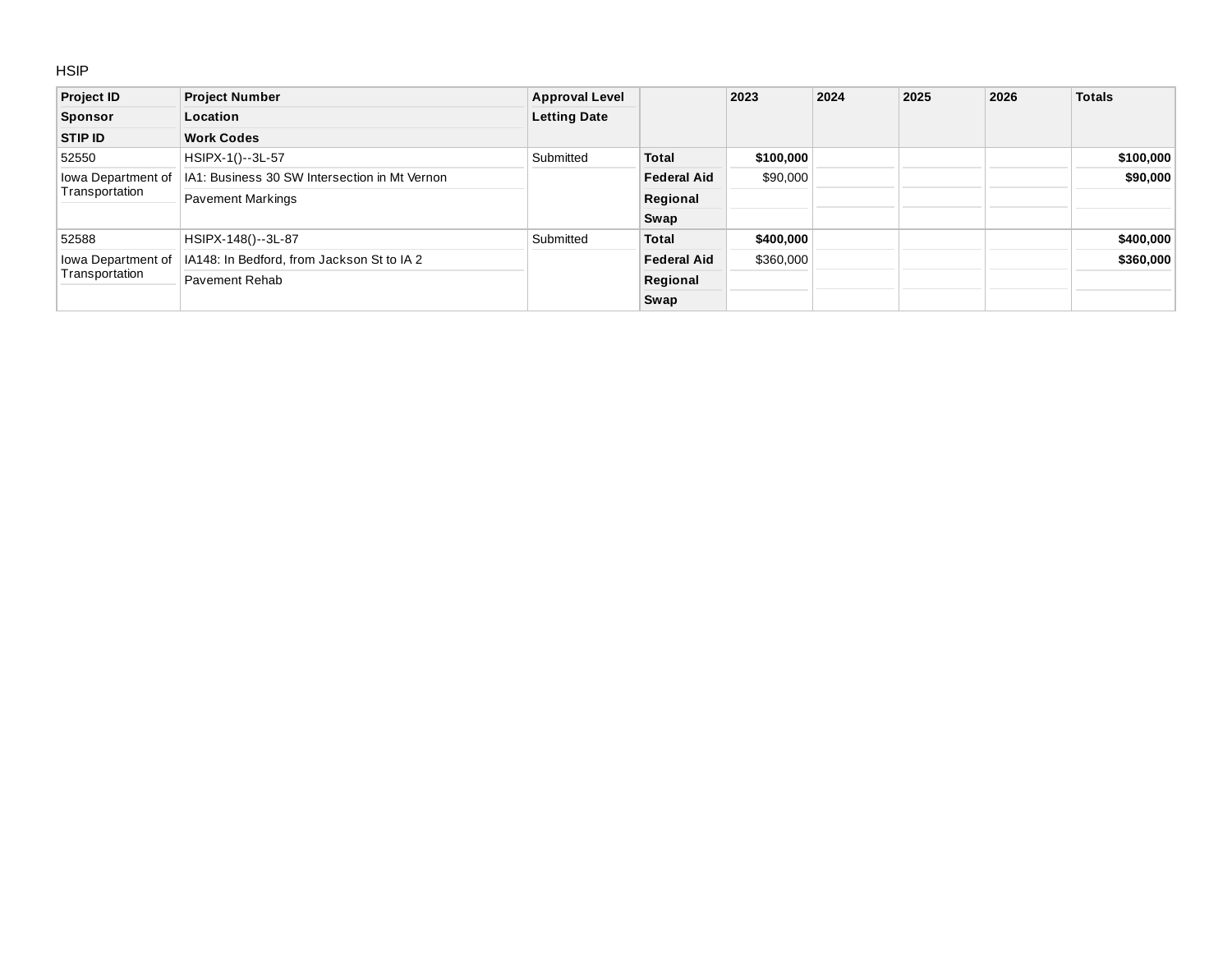HSIP

| Project ID<br>Sponsor<br>STIP ID | Project Number<br>Location<br>Work Codes | Approval Level<br>Letting Date | | 2023 | 2024 | 2025 | 2026 | Totals |
|---|---|---|---|---|---|---|---|---|
| 52550<br>Iowa Department of Transportation | HSIPX-1()--3L-57<br>IA1: Business 30 SW Intersection in Mt Vernon<br>Pavement Markings | Submitted | **Total** | **$100,000** | | | | **$100,000** |
| | | | **Federal Aid** | $90,000 | | | | **$90,000** |
| | | | **Regional** | | | | | |
| | | | **Swap** | | | | | |
| 52588<br>Iowa Department of Transportation | HSIPX-148()--3L-87<br>IA148: In Bedford, from Jackson St to IA 2<br>Pavement Rehab | Submitted | **Total** | **$400,000** | | | | **$400,000** |
| | | | **Federal Aid** | $360,000 | | | | **$360,000** |
| | | | **Regional** | | | | | |
| | | | **Swap** | | | | | |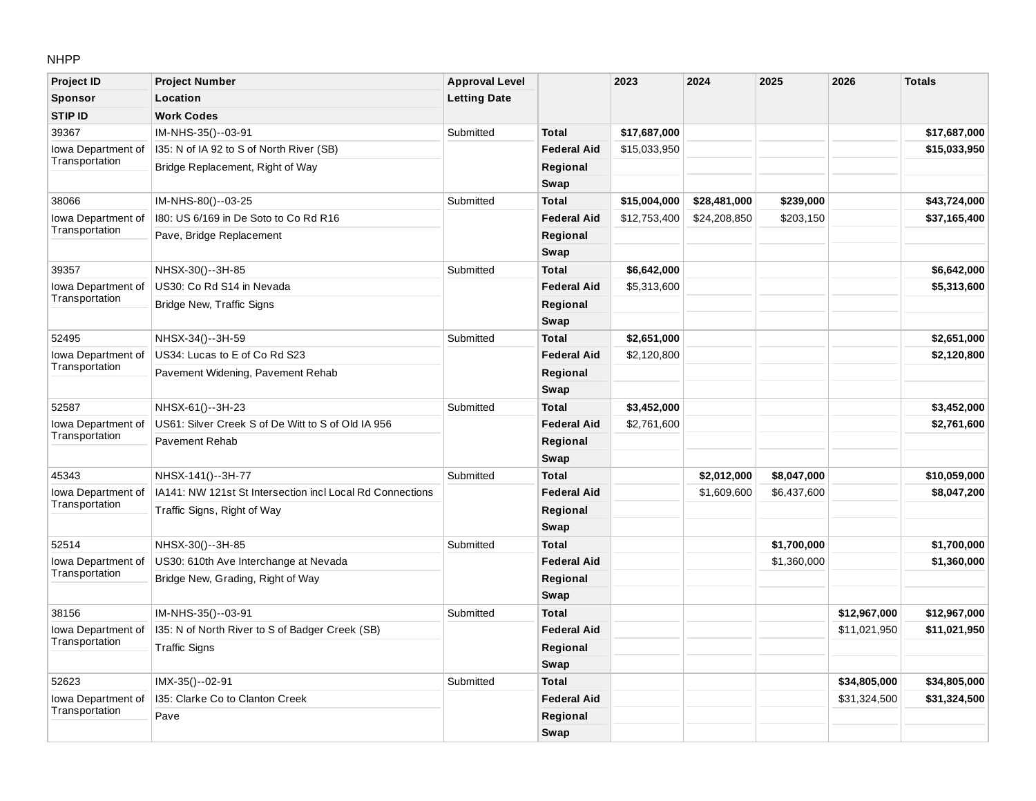NHPP

| Project ID<br>Sponsor<br>STIP ID | Project Number<br>Location<br>Work Codes | Approval Level<br>Letting Date | | 2023 | 2024 | 2025 | 2026 | Totals |
|---|---|---|---|---|---|---|---|---|
| 39367 | IM-NHS-35()--03-91 | Submitted | **Total** | **$17,687,000** | | | | **$17,687,000** |
| Iowa Department of Transportation | I35: N of IA 92 to S of North River (SB) | | **Federal Aid** | $15,033,950 | | | | **$15,033,950** |
| | Bridge Replacement, Right of Way | | **Regional** | | | | | |
| | | | **Swap** | | | | | |
| 38066 | IM-NHS-80()--03-25 | Submitted | **Total** | **$15,004,000** | **$28,481,000** | **$239,000** | | **$43,724,000** |
| Iowa Department of Transportation | I80: US 6/169 in De Soto to Co Rd R16 | | **Federal Aid** | $12,753,400 | $24,208,850 | $203,150 | | **$37,165,400** |
| | Pave, Bridge Replacement | | **Regional** | | | | | |
| | | | **Swap** | | | | | |
| 39357 | NHSX-30()--3H-85 | Submitted | **Total** | **$6,642,000** | | | | **$6,642,000** |
| Iowa Department of Transportation | US30: Co Rd S14 in Nevada | | **Federal Aid** | $5,313,600 | | | | **$5,313,600** |
| | Bridge New, Traffic Signs | | **Regional** | | | | | |
| | | | **Swap** | | | | | |
| 52495 | NHSX-34()--3H-59 | Submitted | **Total** | **$2,651,000** | | | | **$2,651,000** |
| Iowa Department of Transportation | US34: Lucas to E of Co Rd S23 | | **Federal Aid** | $2,120,800 | | | | **$2,120,800** |
| | Pavement Widening, Pavement Rehab | | **Regional** | | | | | |
| | | | **Swap** | | | | | |
| 52587 | NHSX-61()--3H-23 | Submitted | **Total** | **$3,452,000** | | | | **$3,452,000** |
| Iowa Department of Transportation | US61: Silver Creek S of De Witt to S of Old IA 956 | | **Federal Aid** | $2,761,600 | | | | **$2,761,600** |
| | Pavement Rehab | | **Regional** | | | | | |
| | | | **Swap** | | | | | |
| 45343 | NHSX-141()--3H-77 | Submitted | **Total** | | **$2,012,000** | **$8,047,000** | | **$10,059,000** |
| Iowa Department of Transportation | IA141: NW 121st St Intersection incl Local Rd Connections | | **Federal Aid** | | $1,609,600 | $6,437,600 | | **$8,047,200** |
| | Traffic Signs, Right of Way | | **Regional** | | | | | |
| | | | **Swap** | | | | | |
| 52514 | NHSX-30()--3H-85 | Submitted | **Total** | | | **$1,700,000** | | **$1,700,000** |
| Iowa Department of Transportation | US30: 610th Ave Interchange at Nevada | | **Federal Aid** | | | $1,360,000 | | **$1,360,000** |
| | Bridge New, Grading, Right of Way | | **Regional** | | | | | |
| | | | **Swap** | | | | | |
| 38156 | IM-NHS-35()--03-91 | Submitted | **Total** | | | | **$12,967,000** | **$12,967,000** |
| Iowa Department of Transportation | I35: N of North River to S of Badger Creek (SB) | | **Federal Aid** | | | | $11,021,950 | **$11,021,950** |
| | Traffic Signs | | **Regional** | | | | | |
| | | | **Swap** | | | | | |
| 52623 | IMX-35()--02-91 | Submitted | **Total** | | | | **$34,805,000** | **$34,805,000** |
| Iowa Department of Transportation | I35: Clarke Co to Clanton Creek | | **Federal Aid** | | | | $31,324,500 | **$31,324,500** |
| | Pave | | **Regional** | | | | | |
| | | | **Swap** | | | | | |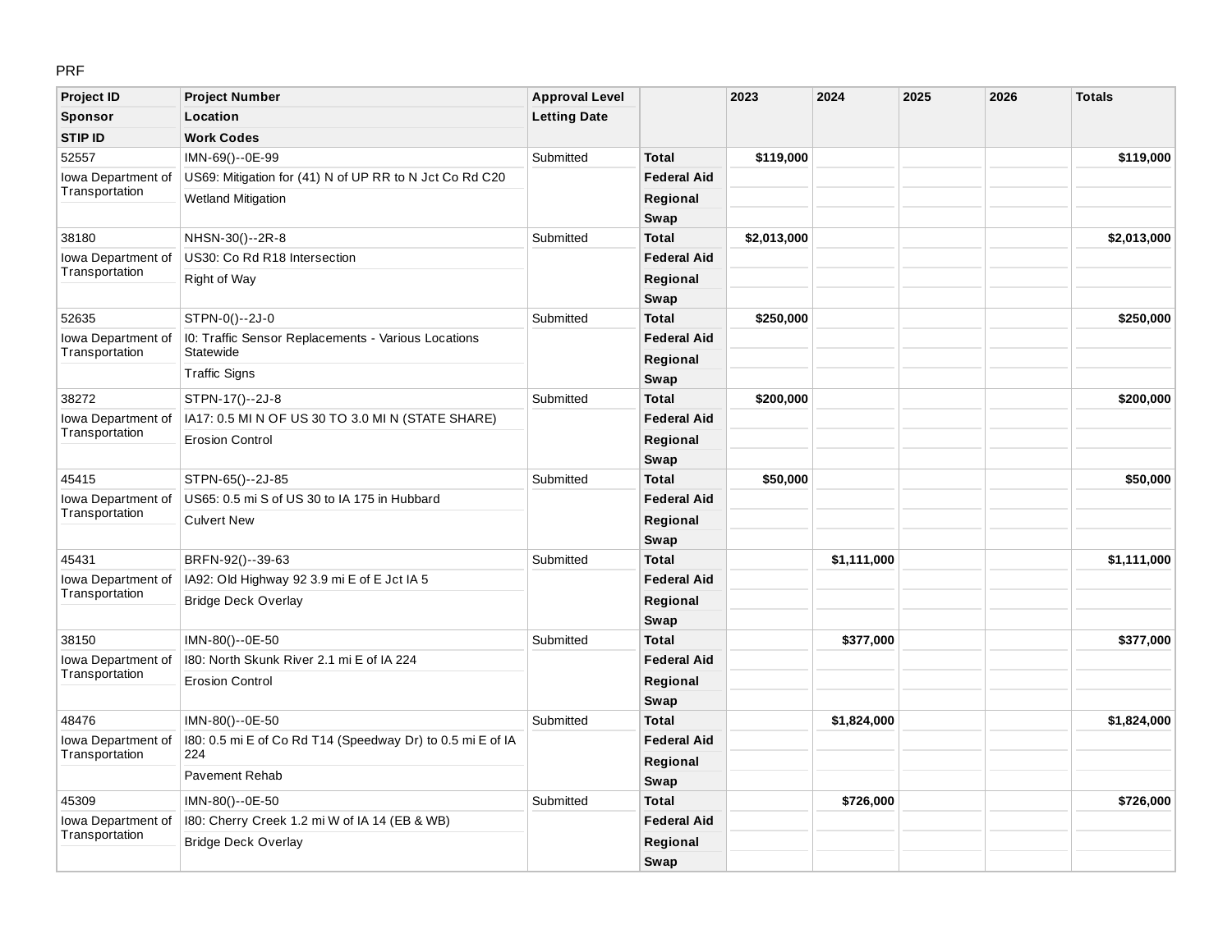PRF

| Project ID<br>Sponsor<br>STIP ID | Project Number<br>Location<br>Work Codes | Approval Level<br>Letting Date | | 2023 | 2024 | 2025 | 2026 | Totals |
|---|---|---|---|---|---|---|---|---|
| 52557<br>Iowa Department of Transportation | IMN-69()--0E-99<br>US69: Mitigation for (41) N of UP RR to N Jct Co Rd C20<br>Wetland Mitigation | Submitted | **Total** | **$119,000** | | | | **$119,000** |
| | | | **Federal Aid** | | | | | |
| | | | **Regional** | | | | | |
| | | | **Swap** | | | | | |
| 38180<br>Iowa Department of Transportation | NHSN-30()--2R-8<br>US30: Co Rd R18 Intersection<br>Right of Way | Submitted | **Total** | **$2,013,000** | | | | **$2,013,000** |
| | | | **Federal Aid** | | | | | |
| | | | **Regional** | | | | | |
| | | | **Swap** | | | | | |
| 52635<br>Iowa Department of Transportation | STPN-0()--2J-0<br>I0: Traffic Sensor Replacements - Various Locations Statewide<br>Traffic Signs | Submitted | **Total** | **$250,000** | | | | **$250,000** |
| | | | **Federal Aid** | | | | | |
| | | | **Regional** | | | | | |
| | | | **Swap** | | | | | |
| 38272<br>Iowa Department of Transportation | STPN-17()--2J-8<br>IA17: 0.5 MI N OF US 30 TO 3.0 MI N (STATE SHARE)<br>Erosion Control | Submitted | **Total** | **$200,000** | | | | **$200,000** |
| | | | **Federal Aid** | | | | | |
| | | | **Regional** | | | | | |
| | | | **Swap** | | | | | |
| 45415<br>Iowa Department of Transportation | STPN-65()--2J-85<br>US65: 0.5 mi S of US 30 to IA 175 in Hubbard<br>Culvert New | Submitted | **Total** | **$50,000** | | | | **$50,000** |
| | | | **Federal Aid** | | | | | |
| | | | **Regional** | | | | | |
| | | | **Swap** | | | | | |
| 45431<br>Iowa Department of Transportation | BRFN-92()--39-63<br>IA92: Old Highway 92 3.9 mi E of E Jct IA 5<br>Bridge Deck Overlay | Submitted | **Total** | | **$1,111,000** | | | **$1,111,000** |
| | | | **Federal Aid** | | | | | |
| | | | **Regional** | | | | | |
| | | | **Swap** | | | | | |
| 38150<br>Iowa Department of Transportation | IMN-80()--0E-50<br>I80: North Skunk River 2.1 mi E of IA 224<br>Erosion Control | Submitted | **Total** | | **$377,000** | | | **$377,000** |
| | | | **Federal Aid** | | | | | |
| | | | **Regional** | | | | | |
| | | | **Swap** | | | | | |
| 48476<br>Iowa Department of Transportation | IMN-80()--0E-50<br>I80: 0.5 mi E of Co Rd T14 (Speedway Dr) to 0.5 mi E of IA 224<br>Pavement Rehab | Submitted | **Total** | | **$1,824,000** | | | **$1,824,000** |
| | | | **Federal Aid** | | | | | |
| | | | **Regional** | | | | | |
| | | | **Swap** | | | | | |
| 45309<br>Iowa Department of Transportation | IMN-80()--0E-50<br>I80: Cherry Creek 1.2 mi W of IA 14 (EB & WB)<br>Bridge Deck Overlay | Submitted | **Total** | | **$726,000** | | | **$726,000** |
| | | | **Federal Aid** | | | | | |
| | | | **Regional** | | | | | |
| | | | **Swap** | | | | | |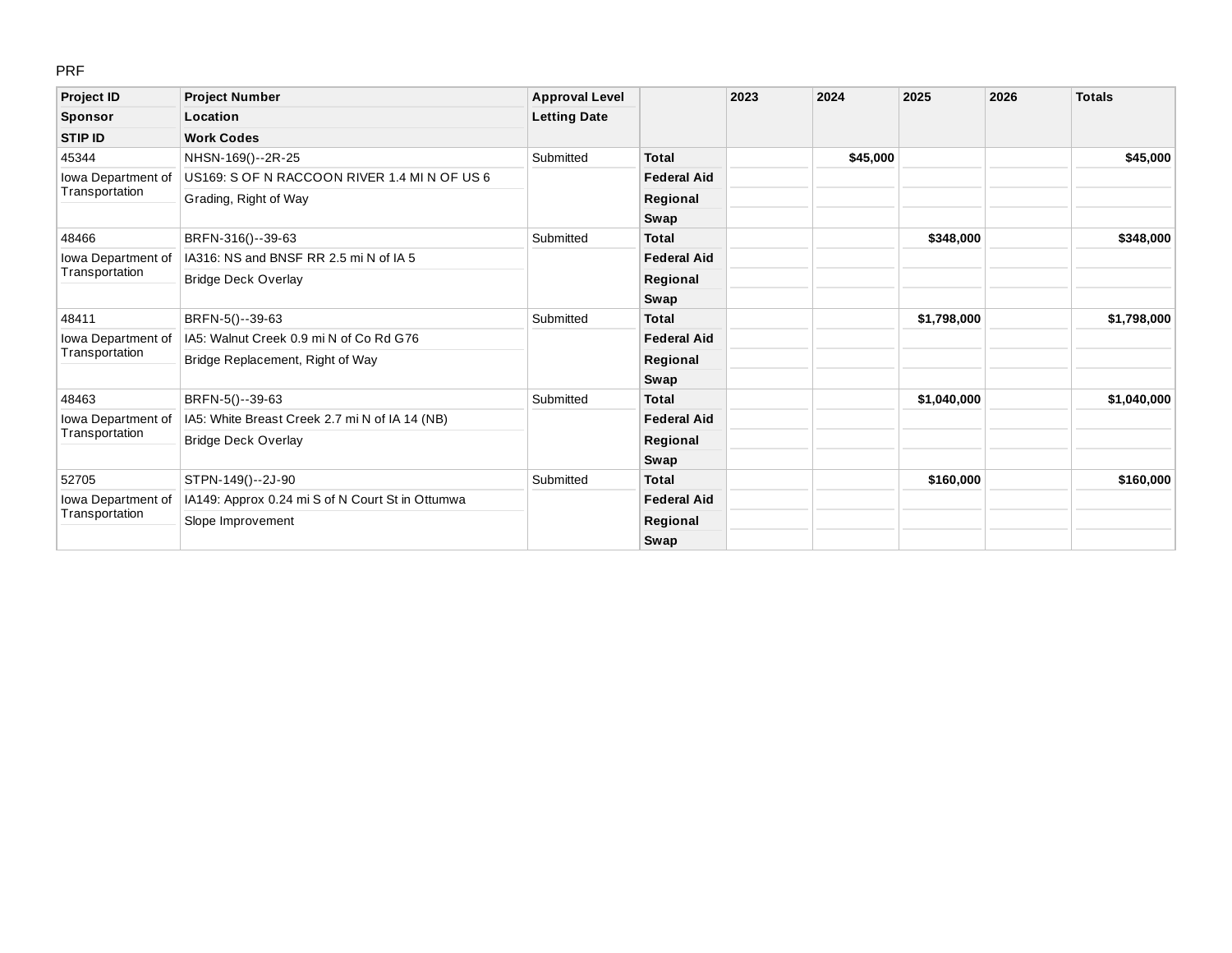PRF

| Project ID<br>Sponsor<br>STIP ID | Project Number<br>Location<br>Work Codes | Approval Level<br>Letting Date | | 2023 | 2024 | 2025 | 2026 | Totals |
|---|---|---|---|---|---|---|---|---|
| 45344 | NHSN-169()--2R-25 | Submitted | **Total** | | **$45,000** | | | **$45,000** |
| Iowa Department of Transportation | US169: S OF N RACCOON RIVER 1.4 MI N OF US 6 | | **Federal Aid** | | | | | |
| | Grading, Right of Way | | **Regional** | | | | | |
| | | | **Swap** | | | | | |
| 48466 | BRFN-316()--39-63 | Submitted | **Total** | | | **$348,000** | | **$348,000** |
| Iowa Department of Transportation | IA316: NS and BNSF RR 2.5 mi N of IA 5 | | **Federal Aid** | | | | | |
| | Bridge Deck Overlay | | **Regional** | | | | | |
| | | | **Swap** | | | | | |
| 48411 | BRFN-5()--39-63 | Submitted | **Total** | | | **$1,798,000** | | **$1,798,000** |
| Iowa Department of Transportation | IA5: Walnut Creek 0.9 mi N of Co Rd G76 | | **Federal Aid** | | | | | |
| | Bridge Replacement, Right of Way | | **Regional** | | | | | |
| | | | **Swap** | | | | | |
| 48463 | BRFN-5()--39-63 | Submitted | **Total** | | | **$1,040,000** | | **$1,040,000** |
| Iowa Department of Transportation | IA5: White Breast Creek 2.7 mi N of IA 14 (NB) | | **Federal Aid** | | | | | |
| | Bridge Deck Overlay | | **Regional** | | | | | |
| | | | **Swap** | | | | | |
| 52705 | STPN-149()--2J-90 | Submitted | **Total** | | | **$160,000** | | **$160,000** |
| Iowa Department of Transportation | IA149: Approx 0.24 mi S of N Court St in Ottumwa | | **Federal Aid** | | | | | |
| | Slope Improvement | | **Regional** | | | | | |
| | | | **Swap** | | | | | |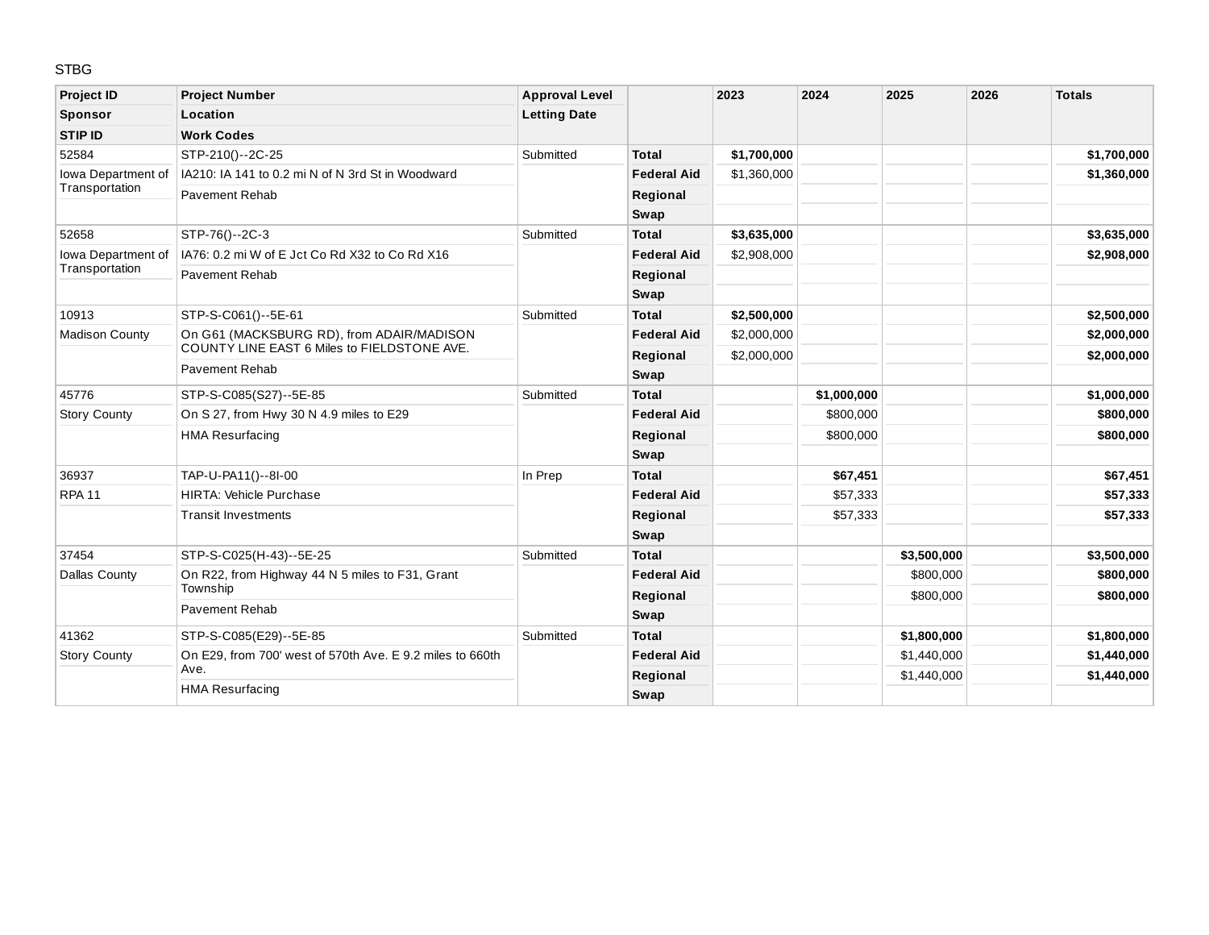STBG

| Project ID<br>Sponsor<br>STIP ID | Project Number<br>Location<br>Work Codes | Approval Level<br>Letting Date | | 2023 | 2024 | 2025 | 2026 | Totals |
|---|---|---|---|---|---|---|---|---|
| 52584 | STP-210()--2C-25 | Submitted | **Total** | **$1,700,000** | | | | **$1,700,000** |
| Iowa Department of Transportation | IA210: IA 141 to 0.2 mi N of N 3rd St in Woodward | | **Federal Aid** | $1,360,000 | | | | **$1,360,000** |
| | Pavement Rehab | | **Regional** | | | | | |
| | | | **Swap** | | | | | |
| 52658 | STP-76()--2C-3 | Submitted | **Total** | **$3,635,000** | | | | **$3,635,000** |
| Iowa Department of Transportation | IA76: 0.2 mi W of E Jct Co Rd X32 to Co Rd X16 | | **Federal Aid** | $2,908,000 | | | | **$2,908,000** |
| | Pavement Rehab | | **Regional** | | | | | |
| | | | **Swap** | | | | | |
| 10913 | STP-S-C061()--5E-61 | Submitted | **Total** | **$2,500,000** | | | | **$2,500,000** |
| Madison County | On G61 (MACKSBURG RD), from ADAIR/MADISON COUNTY LINE EAST 6 Miles to FIELDSTONE AVE. | | **Federal Aid** | $2,000,000 | | | | **$2,000,000** |
| | Pavement Rehab | | **Regional** | $2,000,000 | | | | **$2,000,000** |
| | | | **Swap** | | | | | |
| 45776 | STP-S-C085(S27)--5E-85 | Submitted | **Total** | | **$1,000,000** | | | **$1,000,000** |
| Story County | On S 27, from Hwy 30 N 4.9 miles to E29 | | **Federal Aid** | | $800,000 | | | **$800,000** |
| | HMA Resurfacing | | **Regional** | | $800,000 | | | **$800,000** |
| | | | **Swap** | | | | | |
| 36937 | TAP-U-PA11()--8I-00 | In Prep | **Total** | | **$67,451** | | | **$67,451** |
| RPA 11 | HIRTA: Vehicle Purchase | | **Federal Aid** | | $57,333 | | | **$57,333** |
| | Transit Investments | | **Regional** | | $57,333 | | | **$57,333** |
| | | | **Swap** | | | | | |
| 37454 | STP-S-C025(H-43)--5E-25 | Submitted | **Total** | | | **$3,500,000** | | **$3,500,000** |
| Dallas County | On R22, from Highway 44 N 5 miles to F31, Grant Township | | **Federal Aid** | | | $800,000 | | **$800,000** |
| | Pavement Rehab | | **Regional** | | | $800,000 | | **$800,000** |
| | | | **Swap** | | | | | |
| 41362 | STP-S-C085(E29)--5E-85 | Submitted | **Total** | | | **$1,800,000** | | **$1,800,000** |
| Story County | On E29, from 700' west of 570th Ave. E 9.2 miles to 660th Ave. | | **Federal Aid** | | | $1,440,000 | | **$1,440,000** |
| | HMA Resurfacing | | **Regional** | | | $1,440,000 | | **$1,440,000** |
| | | | **Swap** | | | | | |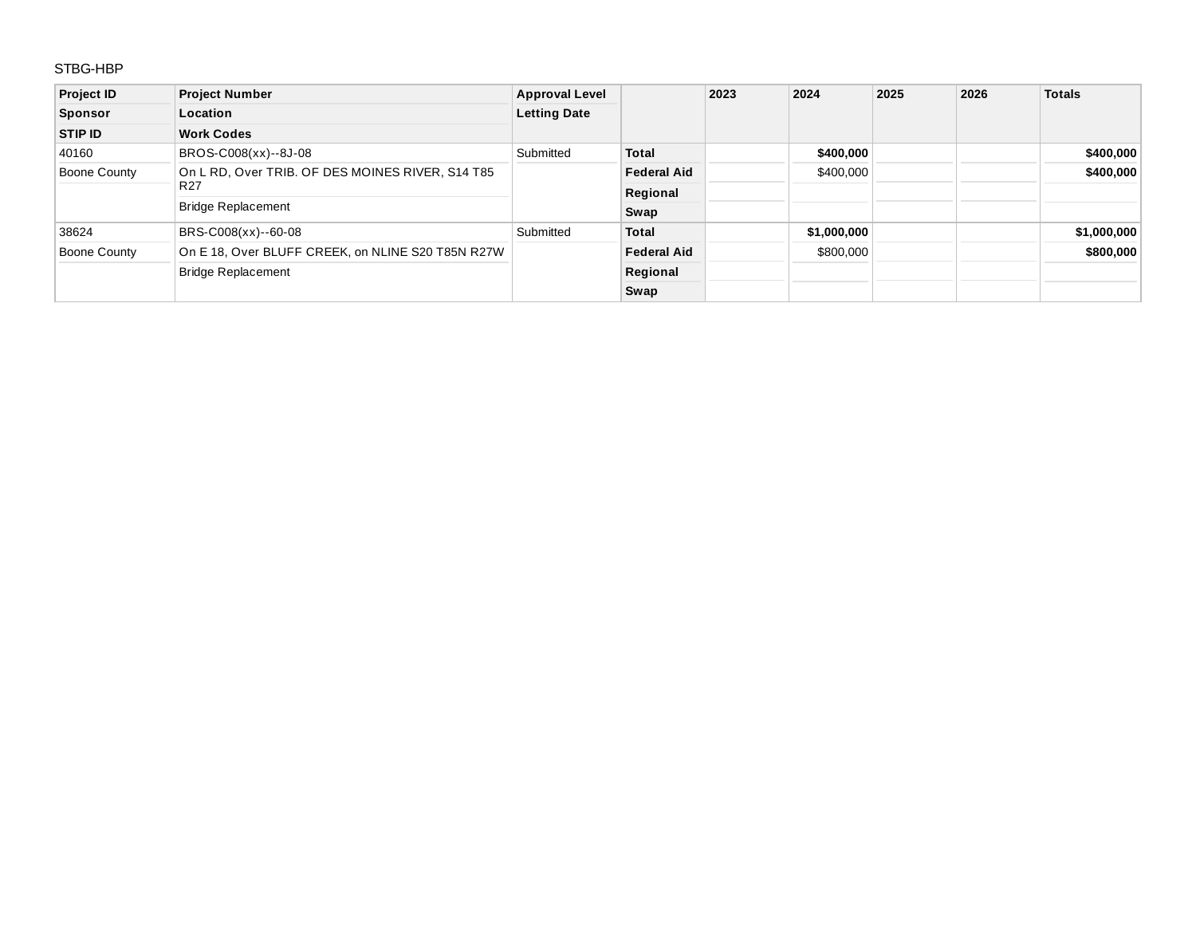STBG-HBP

| Project ID<br>Sponsor<br>STIP ID | Project Number<br>Location<br>Work Codes | Approval Level<br>Letting Date | | 2023 | 2024 | 2025 | 2026 | Totals |
|---|---|---|---|---|---|---|---|---|
| 40160 | BROS-C008(xx)--8J-08 | Submitted | **Total** | | **$400,000** | | | **$400,000** |
| Boone County | On L RD, Over TRIB. OF DES MOINES RIVER, S14 T85 R27 | | **Federal Aid** | | $400,000 | | | **$400,000** |
| | Bridge Replacement | | **Regional** | | | | | |
| | | | **Swap** | | | | | |
| 38624 | BRS-C008(xx)--60-08 | Submitted | **Total** | | **$1,000,000** | | | **$1,000,000** |
| Boone County | On E 18, Over BLUFF CREEK, on NLINE S20 T85N R27W | | **Federal Aid** | | $800,000 | | | **$800,000** |
| | Bridge Replacement | | **Regional** | | | | | |
| | | | **Swap** | | | | | |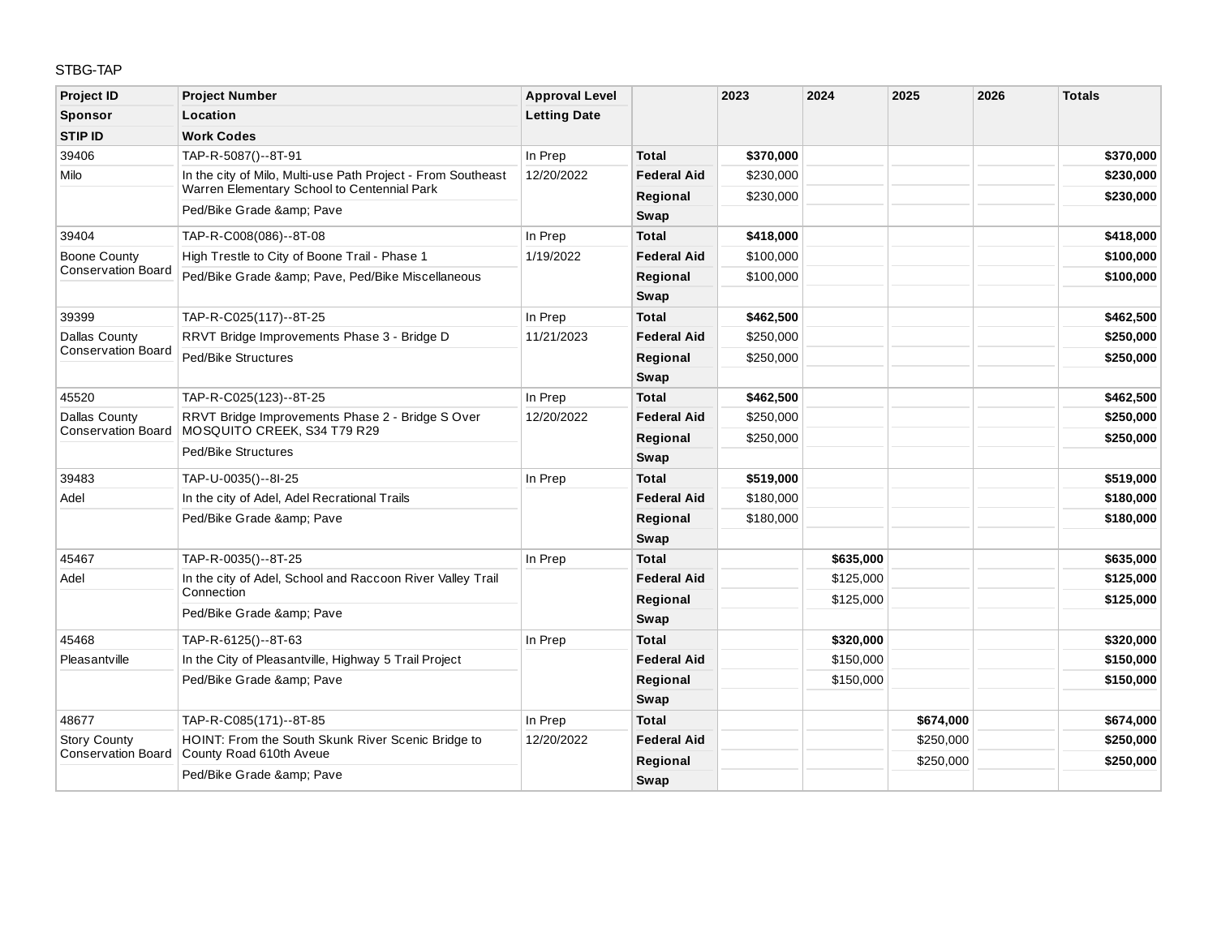STBG-TAP

| Project ID<br>Sponsor<br>STIP ID | Project Number<br>Location<br>Work Codes | Approval Level<br>Letting Date | | 2023 | 2024 | 2025 | 2026 | Totals |
|---|---|---|---|---|---|---|---|---|
| 39406 | TAP-R-5087()--8T-91 | In Prep | **Total** | **$370,000** | | | | **$370,000** |
| Milo | In the city of Milo, Multi-use Path Project - From Southeast Warren Elementary School to Centennial Park | 12/20/2022 | **Federal Aid** | $230,000 | | | | **$230,000** |
| | Ped/Bike Grade &amp; Pave | | **Regional** | $230,000 | | | | **$230,000** |
| | | | **Swap** | | | | | |
| 39404 | TAP-R-C008(086)--8T-08 | In Prep | **Total** | **$418,000** | | | | **$418,000** |
| Boone County Conservation Board | High Trestle to City of Boone Trail - Phase 1 | 1/19/2022 | **Federal Aid** | $100,000 | | | | **$100,000** |
| | Ped/Bike Grade &amp; Pave, Ped/Bike Miscellaneous | | **Regional** | $100,000 | | | | **$100,000** |
| | | | **Swap** | | | | | |
| 39399 | TAP-R-C025(117)--8T-25 | In Prep | **Total** | **$462,500** | | | | **$462,500** |
| Dallas County Conservation Board | RRVT Bridge Improvements Phase 3 - Bridge D | 11/21/2023 | **Federal Aid** | $250,000 | | | | **$250,000** |
| | Ped/Bike Structures | | **Regional** | $250,000 | | | | **$250,000** |
| | | | **Swap** | | | | | |
| 45520 | TAP-R-C025(123)--8T-25 | In Prep | **Total** | **$462,500** | | | | **$462,500** |
| Dallas County Conservation Board | RRVT Bridge Improvements Phase 2 - Bridge S Over MOSQUITO CREEK, S34 T79 R29 | 12/20/2022 | **Federal Aid** | $250,000 | | | | **$250,000** |
| | Ped/Bike Structures | | **Regional** | $250,000 | | | | **$250,000** |
| | | | **Swap** | | | | | |
| 39483 | TAP-U-0035()--8I-25 | In Prep | **Total** | **$519,000** | | | | **$519,000** |
| Adel | In the city of Adel, Adel Recrational Trails | | **Federal Aid** | $180,000 | | | | **$180,000** |
| | Ped/Bike Grade &amp; Pave | | **Regional** | $180,000 | | | | **$180,000** |
| | | | **Swap** | | | | | |
| 45467 | TAP-R-0035()--8T-25 | In Prep | **Total** | | **$635,000** | | | **$635,000** |
| Adel | In the city of Adel, School and Raccoon River Valley Trail Connection | | **Federal Aid** | | $125,000 | | | **$125,000** |
| | Ped/Bike Grade &amp; Pave | | **Regional** | | $125,000 | | | **$125,000** |
| | | | **Swap** | | | | | |
| 45468 | TAP-R-6125()--8T-63 | In Prep | **Total** | | **$320,000** | | | **$320,000** |
| Pleasantville | In the City of Pleasantville, Highway 5 Trail Project | | **Federal Aid** | | $150,000 | | | **$150,000** |
| | Ped/Bike Grade &amp; Pave | | **Regional** | | $150,000 | | | **$150,000** |
| | | | **Swap** | | | | | |
| 48677 | TAP-R-C085(171)--8T-85 | In Prep | **Total** | | | **$674,000** | | **$674,000** |
| Story County Conservation Board | HOINT: From the South Skunk River Scenic Bridge to County Road 610th Aveue | 12/20/2022 | **Federal Aid** | | | $250,000 | | **$250,000** |
| | Ped/Bike Grade &amp; Pave | | **Regional** | | | $250,000 | | **$250,000** |
| | | | **Swap** | | | | | |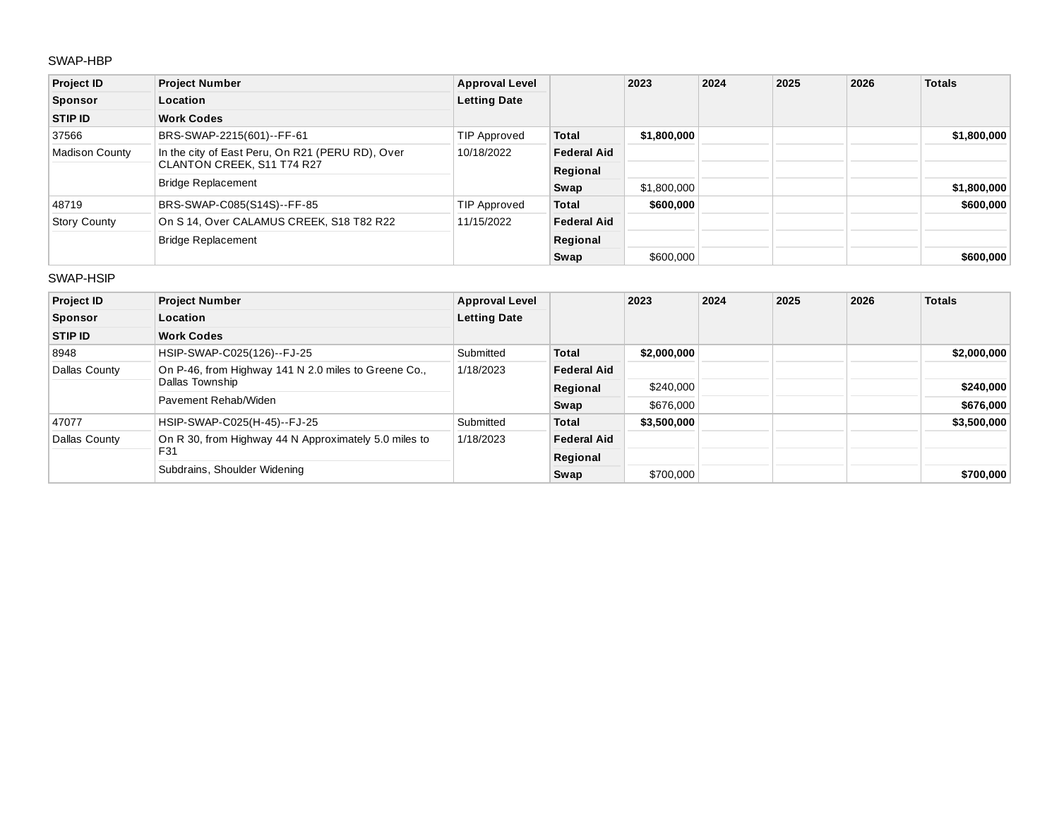SWAP-HBP

| Project ID / Sponsor / STIP ID | Project Number / Location / Work Codes | Approval Level / Letting Date | | 2023 | 2024 | 2025 | 2026 | Totals |
|---|---|---|---|---|---|---|---|---|
| 37566 | BRS-SWAP-2215(601)--FF-61 | TIP Approved | **Total** | **$1,800,000** | | | | **$1,800,000** |
| Madison County | In the city of East Peru, On R21 (PERU RD), Over CLANTON CREEK, S11 T74 R27 | 10/18/2022 | **Federal Aid** | | | | | |
| | | | **Regional** | | | | | |
| | Bridge Replacement | | **Swap** | $1,800,000 | | | | **$1,800,000** |
| 48719 | BRS-SWAP-C085(S14S)--FF-85 | TIP Approved | **Total** | **$600,000** | | | | **$600,000** |
| Story County | On S 14, Over CALAMUS CREEK, S18 T82 R22 | 11/15/2022 | **Federal Aid** | | | | | |
| | Bridge Replacement | | **Regional** | | | | | |
| | | | **Swap** | $600,000 | | | | **$600,000** |

SWAP-HSIP

| Project ID / Sponsor / STIP ID | Project Number / Location / Work Codes | Approval Level / Letting Date | | 2023 | 2024 | 2025 | 2026 | Totals |
|---|---|---|---|---|---|---|---|---|
| 8948 | HSIP-SWAP-C025(126)--FJ-25 | Submitted | **Total** | **$2,000,000** | | | | **$2,000,000** |
| Dallas County | On P-46, from Highway 141 N 2.0 miles to Greene Co., Dallas Township | 1/18/2023 | **Federal Aid** | | | | | |
| | | | **Regional** | $240,000 | | | | **$240,000** |
| | Pavement Rehab/Widen | | **Swap** | $676,000 | | | | **$676,000** |
| 47077 | HSIP-SWAP-C025(H-45)--FJ-25 | Submitted | **Total** | **$3,500,000** | | | | **$3,500,000** |
| Dallas County | On R 30, from Highway 44 N Approximately 5.0 miles to F31 | 1/18/2023 | **Federal Aid** | | | | | |
| | | | **Regional** | | | | | |
| | Subdrains, Shoulder Widening | | **Swap** | $700,000 | | | | **$700,000** |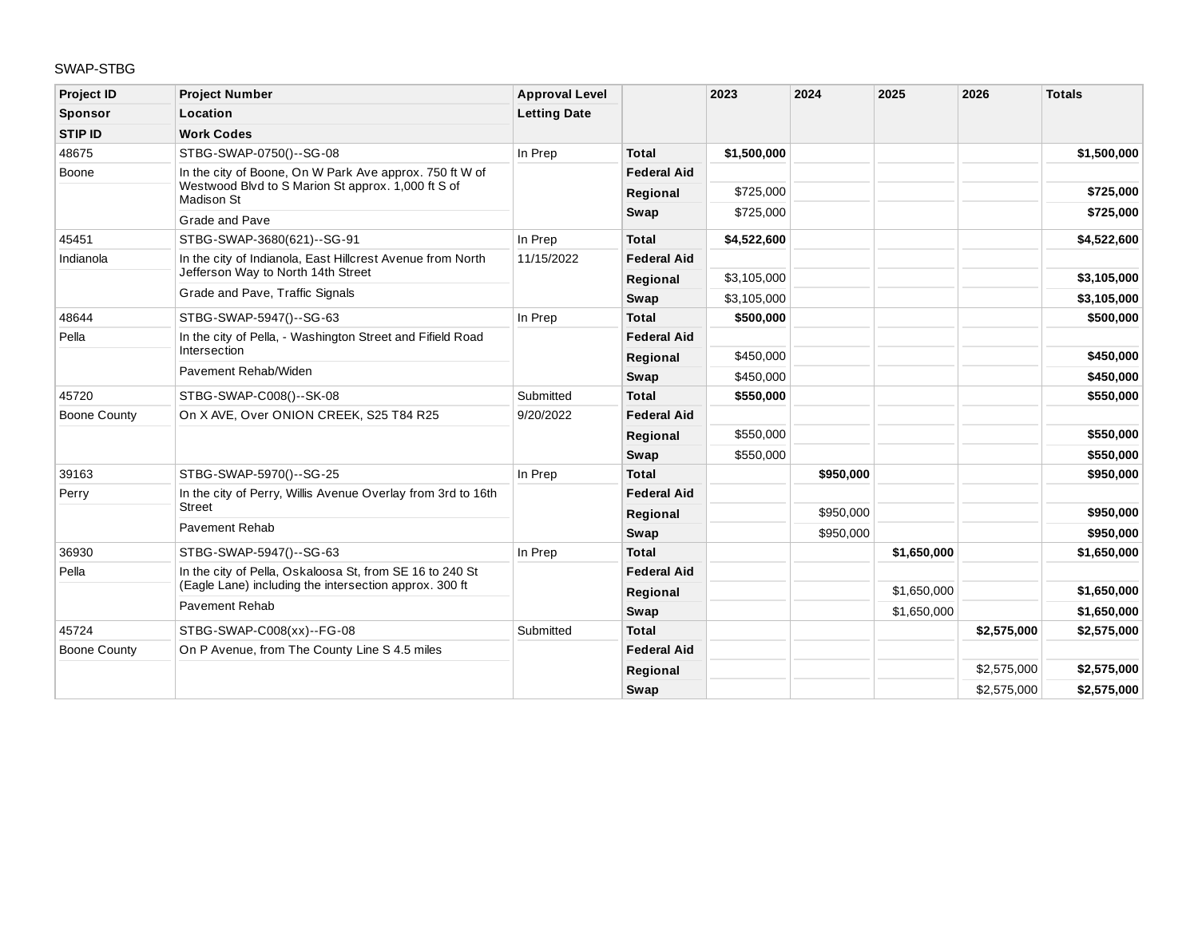SWAP-STBG

| Project ID<br>Sponsor<br>STIP ID | Project Number<br>Location<br>Work Codes | Approval Level<br>Letting Date | | 2023 | 2024 | 2025 | 2026 | Totals |
|---|---|---|---|---|---|---|---|---|
| 48675 | STBG-SWAP-0750()--SG-08 | In Prep | **Total** | **$1,500,000** | | | | **$1,500,000** |
| Boone | In the city of Boone, On W Park Ave approx. 750 ft W of Westwood Blvd to S Marion St approx. 1,000 ft S of Madison St | | **Federal Aid** | | | | | |
| | | | **Regional** | $725,000 | | | | **$725,000** |
| | Grade and Pave | | **Swap** | $725,000 | | | | **$725,000** |
| 45451 | STBG-SWAP-3680(621)--SG-91 | In Prep | **Total** | **$4,522,600** | | | | **$4,522,600** |
| Indianola | In the city of Indianola, East Hillcrest Avenue from North Jefferson Way to North 14th Street | 11/15/2022 | **Federal Aid** | | | | | |
| | | | **Regional** | $3,105,000 | | | | **$3,105,000** |
| | Grade and Pave, Traffic Signals | | **Swap** | $3,105,000 | | | | **$3,105,000** |
| 48644 | STBG-SWAP-5947()--SG-63 | In Prep | **Total** | **$500,000** | | | | **$500,000** |
| Pella | In the city of Pella, - Washington Street and Fifield Road Intersection | | **Federal Aid** | | | | | |
| | | | **Regional** | $450,000 | | | | **$450,000** |
| | Pavement Rehab/Widen | | **Swap** | $450,000 | | | | **$450,000** |
| 45720 | STBG-SWAP-C008()--SK-08 | Submitted | **Total** | **$550,000** | | | | **$550,000** |
| Boone County | On X AVE, Over ONION CREEK, S25 T84 R25 | 9/20/2022 | **Federal Aid** | | | | | |
| | | | **Regional** | $550,000 | | | | **$550,000** |
| | | | **Swap** | $550,000 | | | | **$550,000** |
| 39163 | STBG-SWAP-5970()--SG-25 | In Prep | **Total** | | **$950,000** | | | **$950,000** |
| Perry | In the city of Perry, Willis Avenue Overlay from 3rd to 16th Street | | **Federal Aid** | | | | | |
| | | | **Regional** | | $950,000 | | | **$950,000** |
| | Pavement Rehab | | **Swap** | | $950,000 | | | **$950,000** |
| 36930 | STBG-SWAP-5947()--SG-63 | In Prep | **Total** | | | **$1,650,000** | | **$1,650,000** |
| Pella | In the city of Pella, Oskaloosa St, from SE 16 to 240 St (Eagle Lane) including the intersection approx. 300 ft | | **Federal Aid** | | | | | |
| | | | **Regional** | | | $1,650,000 | | **$1,650,000** |
| | Pavement Rehab | | **Swap** | | | $1,650,000 | | **$1,650,000** |
| 45724 | STBG-SWAP-C008(xx)--FG-08 | Submitted | **Total** | | | | **$2,575,000** | **$2,575,000** |
| Boone County | On P Avenue, from The County Line S 4.5 miles | | **Federal Aid** | | | | | |
| | | | **Regional** | | | | $2,575,000 | **$2,575,000** |
| | | | **Swap** | | | | $2,575,000 | **$2,575,000** |